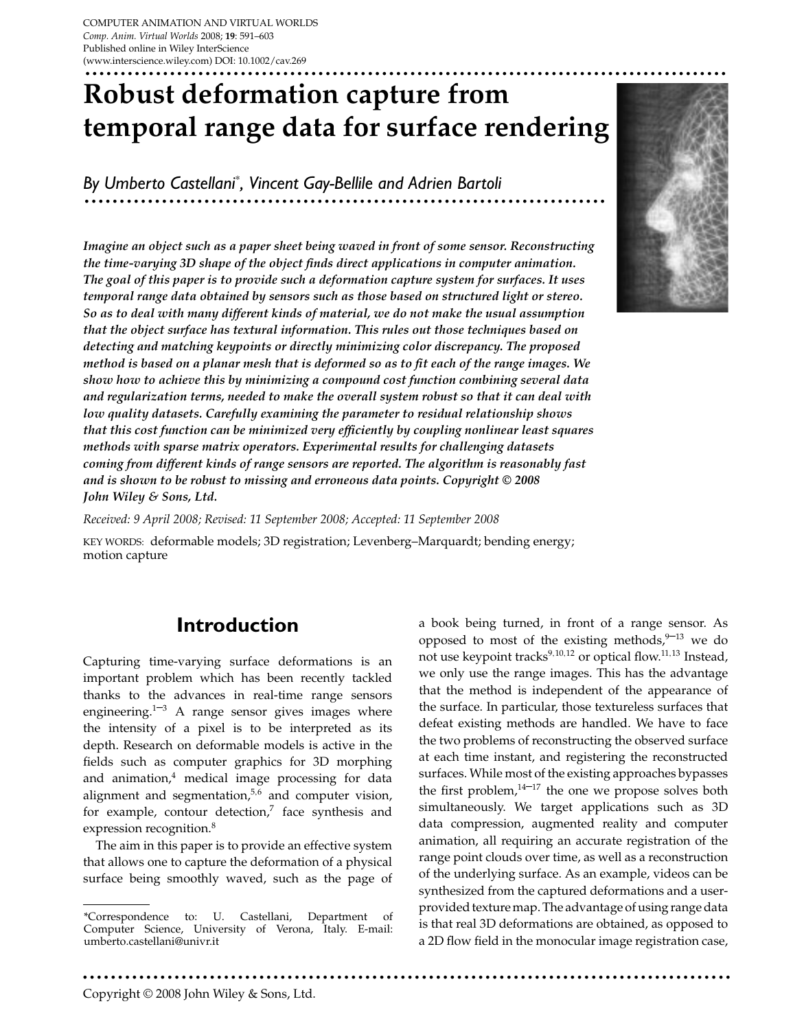# Robust deformation capture from temporal range data for surface rendering

*By Umberto Castellani\*, Vincent Gay-Bellile and Adrien Bartoli*

***Imagine an object such as a paper sheet being waved in front of some sensor. Reconstructing the time-varying 3D shape of the object finds direct applications in computer animation. The goal of this paper is to provide such a deformation capture system for surfaces. It uses temporal range data obtained by sensors such as those based on structured light or stereo. So as to deal with many different kinds of material, we do not make the usual assumption that the object surface has textural information. This rules out those techniques based on detecting and matching keypoints or directly minimizing color discrepancy. The proposed method is based on a planar mesh that is deformed so as to fit each of the range images. We show how to achieve this by minimizing a compound cost function combining several data and regularization terms, needed to make the overall system robust so that it can deal with low quality datasets. Carefully examining the parameter to residual relationship shows that this cost function can be minimized very efficiently by coupling nonlinear least squares methods with sparse matrix operators. Experimental results for challenging datasets coming from different kinds of range sensors are reported. The algorithm is reasonably fast and is shown to be robust to missing and erroneous data points. Copyright © 2008 John Wiley & Sons, Ltd.***

*Received: 9 April 2008; Revised: 11 September 2008; Accepted: 11 September 2008*

KEY WORDS: deformable models; 3D registration; Levenberg–Marquardt; bending energy; motion capture

## Introduction

Capturing time-varying surface deformations is an important problem which has been recently tackled thanks to the advances in real-time range sensors engineering.[1–3] A range sensor gives images where the intensity of a pixel is to be interpreted as its depth. Research on deformable models is active in the fields such as computer graphics for 3D morphing and animation,[4] medical image processing for data alignment and segmentation,[5,6] and computer vision, for example, contour detection,[7] face synthesis and expression recognition.[8]

The aim in this paper is to provide an effective system that allows one to capture the deformation of a physical surface being smoothly waved, such as the page of a book being turned, in front of a range sensor. As opposed to most of the existing methods,[9–13] we do not use keypoint tracks[9,10,12] or optical flow.[11,13] Instead, we only use the range images. This has the advantage that the method is independent of the appearance of the surface. In particular, those textureless surfaces that defeat existing methods are handled. We have to face the two problems of reconstructing the observed surface at each time instant, and registering the reconstructed surfaces. While most of the existing approaches bypasses the first problem,[14–17] the one we propose solves both simultaneously. We target applications such as 3D data compression, augmented reality and computer animation, all requiring an accurate registration of the range point clouds over time, as well as a reconstruction of the underlying surface. As an example, videos can be synthesized from the captured deformations and a user-provided texture map. The advantage of using range data is that real 3D deformations are obtained, as opposed to a 2D flow field in the monocular image registration case,

\*Correspondence to: U. Castellani, Department of Computer Science, University of Verona, Italy. E-mail: umberto.castellani@univr.it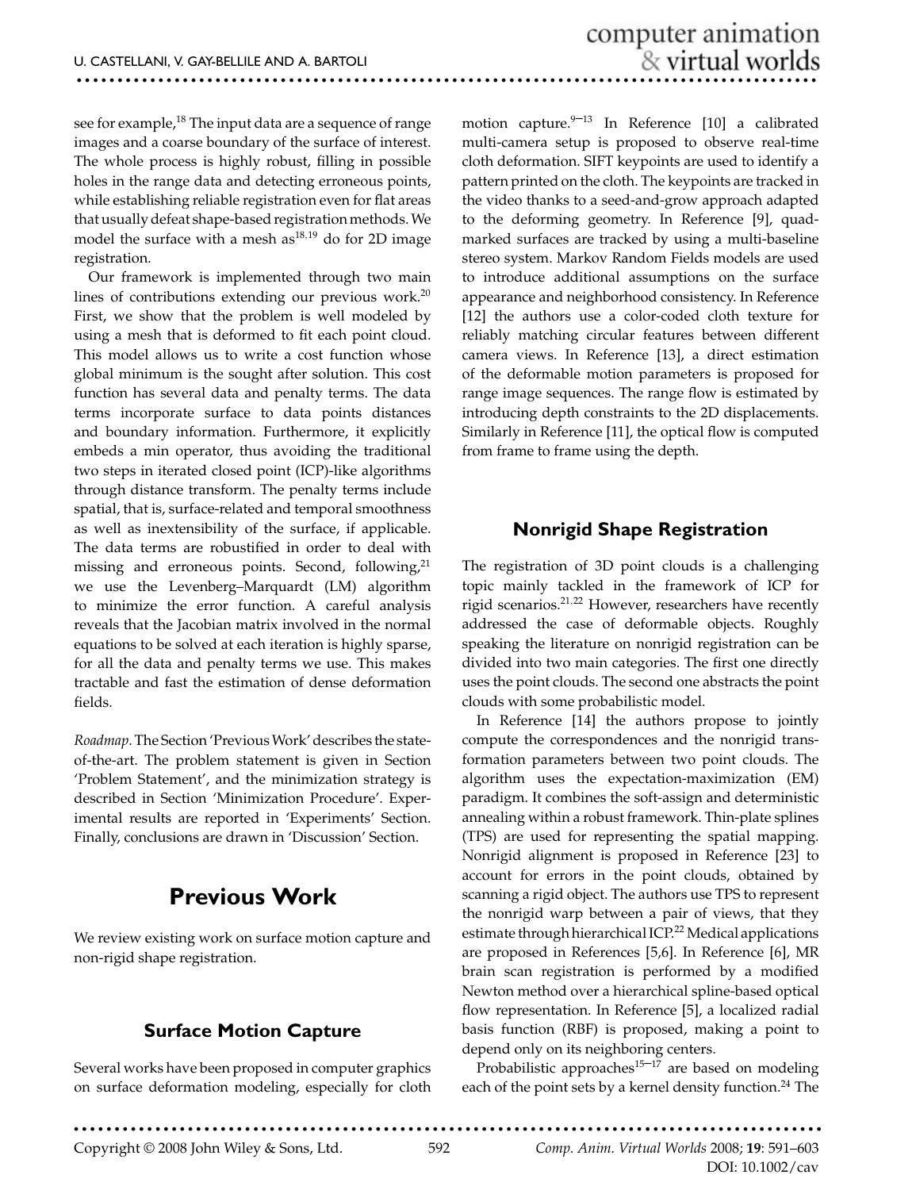see for example,[18] The input data are a sequence of range images and a coarse boundary of the surface of interest. The whole process is highly robust, filling in possible holes in the range data and detecting erroneous points, while establishing reliable registration even for flat areas that usually defeat shape-based registration methods. We model the surface with a mesh as[18,19] do for 2D image registration.

Our framework is implemented through two main lines of contributions extending our previous work.[20] First, we show that the problem is well modeled by using a mesh that is deformed to fit each point cloud. This model allows us to write a cost function whose global minimum is the sought after solution. This cost function has several data and penalty terms. The data terms incorporate surface to data points distances and boundary information. Furthermore, it explicitly embeds a min operator, thus avoiding the traditional two steps in iterated closed point (ICP)-like algorithms through distance transform. The penalty terms include spatial, that is, surface-related and temporal smoothness as well as inextensibility of the surface, if applicable. The data terms are robustified in order to deal with missing and erroneous points. Second, following,[21] we use the Levenberg–Marquardt (LM) algorithm to minimize the error function. A careful analysis reveals that the Jacobian matrix involved in the normal equations to be solved at each iteration is highly sparse, for all the data and penalty terms we use. This makes tractable and fast the estimation of dense deformation fields.

*Roadmap*. The Section 'Previous Work' describes the state-of-the-art. The problem statement is given in Section 'Problem Statement', and the minimization strategy is described in Section 'Minimization Procedure'. Experimental results are reported in 'Experiments' Section. Finally, conclusions are drawn in 'Discussion' Section.

# Previous Work

We review existing work on surface motion capture and non-rigid shape registration.

## Surface Motion Capture

Several works have been proposed in computer graphics on surface deformation modeling, especially for cloth motion capture.[9–13] In Reference [10] a calibrated multi-camera setup is proposed to observe real-time cloth deformation. SIFT keypoints are used to identify a pattern printed on the cloth. The keypoints are tracked in the video thanks to a seed-and-grow approach adapted to the deforming geometry. In Reference [9], quad-marked surfaces are tracked by using a multi-baseline stereo system. Markov Random Fields models are used to introduce additional assumptions on the surface appearance and neighborhood consistency. In Reference [12] the authors use a color-coded cloth texture for reliably matching circular features between different camera views. In Reference [13], a direct estimation of the deformable motion parameters is proposed for range image sequences. The range flow is estimated by introducing depth constraints to the 2D displacements. Similarly in Reference [11], the optical flow is computed from frame to frame using the depth.

## Nonrigid Shape Registration

The registration of 3D point clouds is a challenging topic mainly tackled in the framework of ICP for rigid scenarios.[21,22] However, researchers have recently addressed the case of deformable objects. Roughly speaking the literature on nonrigid registration can be divided into two main categories. The first one directly uses the point clouds. The second one abstracts the point clouds with some probabilistic model.

In Reference [14] the authors propose to jointly compute the correspondences and the nonrigid transformation parameters between two point clouds. The algorithm uses the expectation-maximization (EM) paradigm. It combines the soft-assign and deterministic annealing within a robust framework. Thin-plate splines (TPS) are used for representing the spatial mapping. Nonrigid alignment is proposed in Reference [23] to account for errors in the point clouds, obtained by scanning a rigid object. The authors use TPS to represent the nonrigid warp between a pair of views, that they estimate through hierarchical ICP.[22] Medical applications are proposed in References [5,6]. In Reference [6], MR brain scan registration is performed by a modified Newton method over a hierarchical spline-based optical flow representation. In Reference [5], a localized radial basis function (RBF) is proposed, making a point to depend only on its neighboring centers.

Probabilistic approaches[15–17] are based on modeling each of the point sets by a kernel density function.[24] The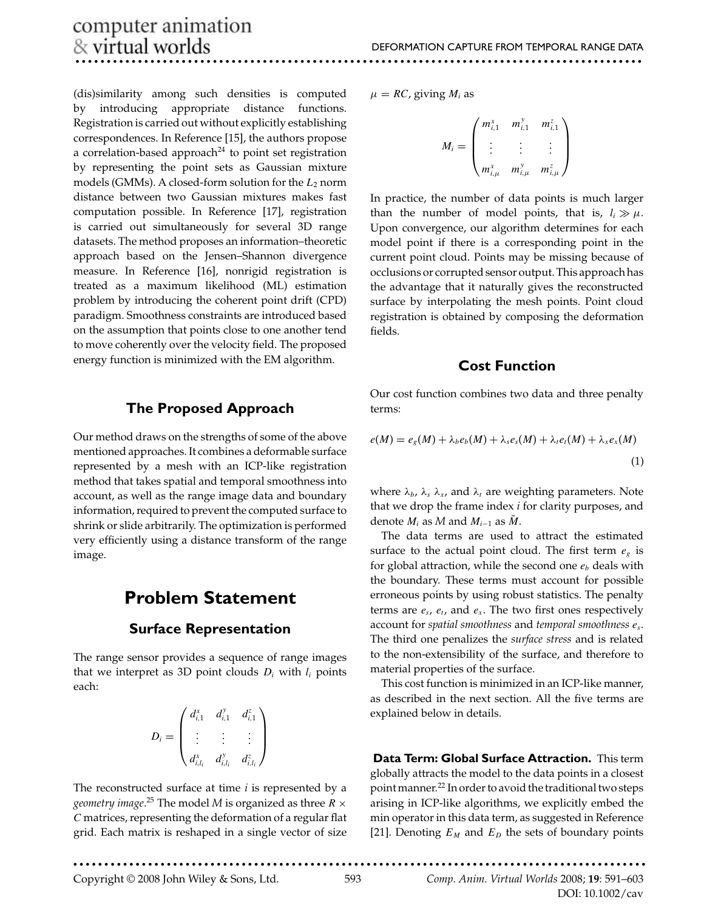(dis)similarity among such densities is computed by introducing appropriate distance functions. Registration is carried out without explicitly establishing correspondences. In Reference [15], the authors propose a correlation-based approach[24] to point set registration by representing the point sets as Gaussian mixture models (GMMs). A closed-form solution for the $L_2$ norm distance between two Gaussian mixtures makes fast computation possible. In Reference [17], registration is carried out simultaneously for several 3D range datasets. The method proposes an information–theoretic approach based on the Jensen–Shannon divergence measure. In Reference [16], nonrigid registration is treated as a maximum likelihood (ML) estimation problem by introducing the coherent point drift (CPD) paradigm. Smoothness constraints are introduced based on the assumption that points close to one another tend to move coherently over the velocity field. The proposed energy function is minimized with the EM algorithm.

## The Proposed Approach

Our method draws on the strengths of some of the above mentioned approaches. It combines a deformable surface represented by a mesh with an ICP-like registration method that takes spatial and temporal smoothness into account, as well as the range image data and boundary information, required to prevent the computed surface to shrink or slide arbitrarily. The optimization is performed very efficiently using a distance transform of the range image.

# Problem Statement

## Surface Representation

The range sensor provides a sequence of range images that we interpret as 3D point clouds $D_i$ with $l_i$ points each:

$$D_i = \begin{pmatrix} d^x_{i,1} & d^y_{i,1} & d^z_{i,1} \\ \vdots & \vdots & \vdots \\ d^x_{i,l_i} & d^y_{i,l_i} & d^z_{i,l_i} \end{pmatrix}$$

The reconstructed surface at time $i$ is represented by a *geometry image*.[25] The model $M$ is organized as three $R \times C$ matrices, representing the deformation of a regular flat grid. Each matrix is reshaped in a single vector of size $\mu = RC$, giving $M_i$ as

$$M_i = \begin{pmatrix} m^x_{i,1} & m^y_{i,1} & m^z_{i,1} \\ \vdots & \vdots & \vdots \\ m^x_{i,\mu} & m^y_{i,\mu} & m^z_{i,\mu} \end{pmatrix}$$

In practice, the number of data points is much larger than the number of model points, that is, $l_i \gg \mu$. Upon convergence, our algorithm determines for each model point if there is a corresponding point in the current point cloud. Points may be missing because of occlusions or corrupted sensor output. This approach has the advantage that it naturally gives the reconstructed surface by interpolating the mesh points. Point cloud registration is obtained by composing the deformation fields.

## Cost Function

Our cost function combines two data and three penalty terms:

$$e(M) = e_g(M) + \lambda_b e_b(M) + \lambda_s e_s(M) + \lambda_t e_t(M) + \lambda_x e_x(M) \tag{1}$$

where $\lambda_b$, $\lambda_s$ $\lambda_x$, and $\lambda_t$ are weighting parameters. Note that we drop the frame index $i$ for clarity purposes, and denote $M_i$ as $M$ and $M_{i-1}$ as $\tilde{M}$.

The data terms are used to attract the estimated surface to the actual point cloud. The first term $e_g$ is for global attraction, while the second one $e_b$ deals with the boundary. These terms must account for possible erroneous points by using robust statistics. The penalty terms are $e_s$, $e_t$, and $e_x$. The two first ones respectively account for *spatial smoothness* and *temporal smoothness* $e_s$. The third one penalizes the *surface stress* and is related to the non-extensibility of the surface, and therefore to material properties of the surface.

This cost function is minimized in an ICP-like manner, as described in the next section. All the five terms are explained below in details.

**Data Term: Global Surface Attraction.** This term globally attracts the model to the data points in a closest point manner.[22] In order to avoid the traditional two steps arising in ICP-like algorithms, we explicitly embed the min operator in this data term, as suggested in Reference [21]. Denoting $E_M$ and $E_D$ the sets of boundary points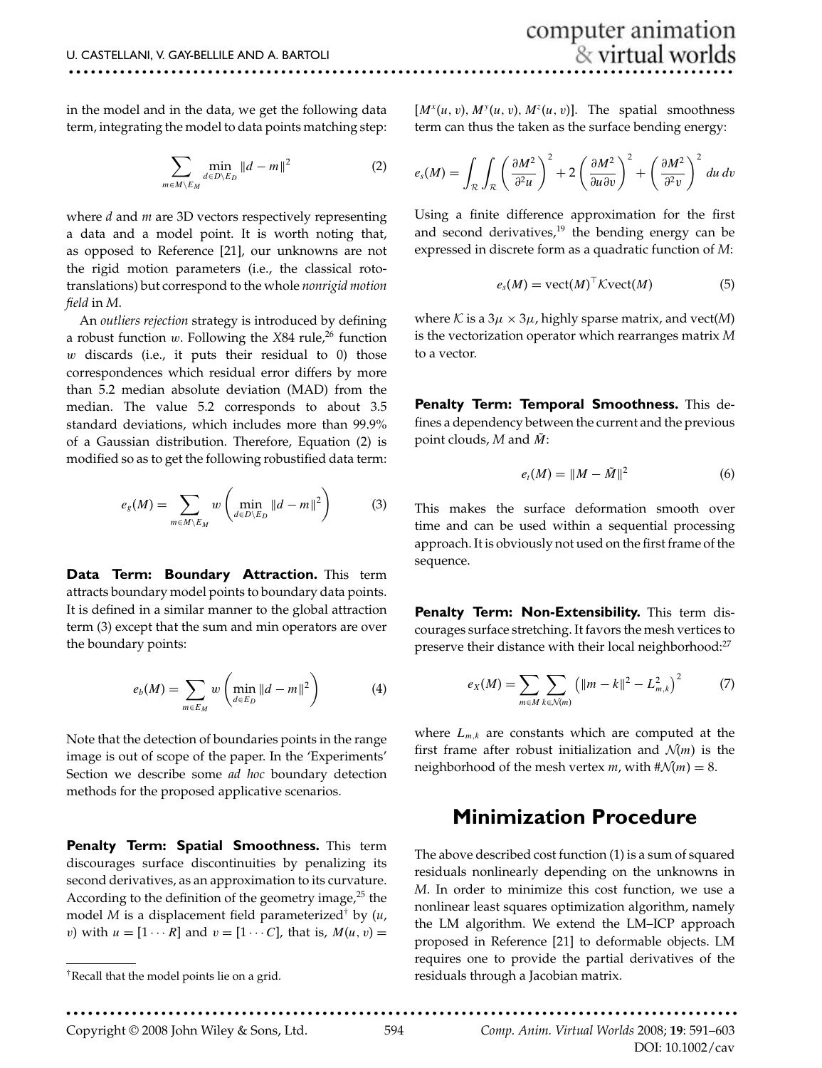in the model and in the data, we get the following data term, integrating the model to data points matching step:

$$\sum_{m \in M \setminus E_M} \min_{d \in D \setminus E_D} \|d - m\|^2 \tag{2}$$

where $d$ and $m$ are 3D vectors respectively representing a data and a model point. It is worth noting that, as opposed to Reference [21], our unknowns are not the rigid motion parameters (i.e., the classical roto-translations) but correspond to the whole *nonrigid motion field* in $M$.

An *outliers rejection* strategy is introduced by defining a robust function $w$. Following the $X84$ rule,[26] function $w$ discards (i.e., it puts their residual to 0) those correspondences which residual error differs by more than 5.2 median absolute deviation (MAD) from the median. The value 5.2 corresponds to about 3.5 standard deviations, which includes more than 99.9% of a Gaussian distribution. Therefore, Equation (2) is modified so as to get the following robustified data term:

$$e_g(M) = \sum_{m \in M \setminus E_M} w \left( \min_{d \in D \setminus E_D} \|d - m\|^2 \right) \tag{3}$$

**Data Term: Boundary Attraction.** This term attracts boundary model points to boundary data points. It is defined in a similar manner to the global attraction term (3) except that the sum and min operators are over the boundary points:

$$e_b(M) = \sum_{m \in E_M} w \left( \min_{d \in E_D} \|d - m\|^2 \right) \tag{4}$$

Note that the detection of boundaries points in the range image is out of scope of the paper. In the 'Experiments' Section we describe some *ad hoc* boundary detection methods for the proposed applicative scenarios.

**Penalty Term: Spatial Smoothness.** This term discourages surface discontinuities by penalizing its second derivatives, as an approximation to its curvature. According to the definition of the geometry image,[25] the model $M$ is a displacement field parameterized[†] by $(u, v)$ with $u = [1 \cdots R]$ and $v = [1 \cdots C]$, that is, $M(u, v) = [M^x(u, v), M^y(u, v), M^z(u, v)]$. The spatial smoothness term can thus the taken as the surface bending energy:

$$e_s(M) = \int_{\mathcal{R}} \int_{\mathcal{R}} \left( \frac{\partial M^2}{\partial^2 u} \right)^2 + 2 \left( \frac{\partial M^2}{\partial u \partial v} \right)^2 + \left( \frac{\partial M^2}{\partial^2 v} \right)^2 du\, dv$$

Using a finite difference approximation for the first and second derivatives,[19] the bending energy can be expressed in discrete form as a quadratic function of $M$:

$$e_s(M) = \text{vect}(M)^\top \mathcal{K} \text{vect}(M) \tag{5}$$

where $\mathcal{K}$ is a $3\mu \times 3\mu$, highly sparse matrix, and vect$(M)$ is the vectorization operator which rearranges matrix $M$ to a vector.

**Penalty Term: Temporal Smoothness.** This defines a dependency between the current and the previous point clouds, $M$ and $\tilde{M}$:

$$e_t(M) = \|M - \tilde{M}\|^2 \tag{6}$$

This makes the surface deformation smooth over time and can be used within a sequential processing approach. It is obviously not used on the first frame of the sequence.

**Penalty Term: Non-Extensibility.** This term discourages surface stretching. It favors the mesh vertices to preserve their distance with their local neighborhood:[27]

$$e_X(M) = \sum_{m \in M} \sum_{k \in \mathcal{N}(m)} \left( \|m - k\|^2 - L_{m,k}^2 \right)^2 \tag{7}$$

where $L_{m,k}$ are constants which are computed at the first frame after robust initialization and $\mathcal{N}(m)$ is the neighborhood of the mesh vertex $m$, with $\#\mathcal{N}(m) = 8$.

## Minimization Procedure

The above described cost function (1) is a sum of squared residuals nonlinearly depending on the unknowns in $M$. In order to minimize this cost function, we use a nonlinear least squares optimization algorithm, namely the LM algorithm. We extend the LM–ICP approach proposed in Reference [21] to deformable objects. LM requires one to provide the partial derivatives of the residuals through a Jacobian matrix.

[†] Recall that the model points lie on a grid.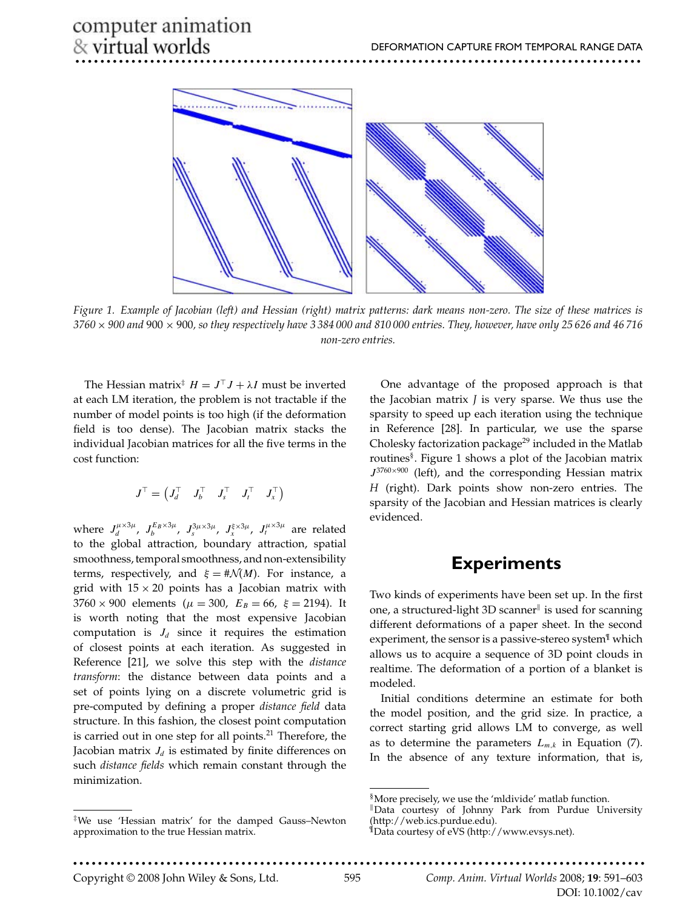Figure 1. Example of Jacobian (left) and Hessian (right) matrix patterns: dark means non-zero. The size of these matrices is $3760 \times 900$ and $900 \times 900$, so they respectively have 3 384 000 and 810 000 entries. They, however, have only 25 626 and 46 716 non-zero entries.

The Hessian matrix[‡] $H = J^\top J + \lambda I$ must be inverted at each LM iteration, the problem is not tractable if the number of model points is too high (if the deformation field is too dense). The Jacobian matrix stacks the individual Jacobian matrices for all the five terms in the cost function:

$$J^\top = \begin{pmatrix} J_d^\top & J_b^\top & J_s^\top & J_t^\top & J_x^\top \end{pmatrix}$$

where $J_d^{\mu\times 3\mu}$, $J_b^{E_B\times 3\mu}$, $J_s^{3\mu\times 3\mu}$, $J_x^{\xi\times 3\mu}$, $J_t^{\mu\times 3\mu}$ are related to the global attraction, boundary attraction, spatial smoothness, temporal smoothness, and non-extensibility terms, respectively, and $\xi = \#\mathcal{N}(M)$. For instance, a grid with $15 \times 20$ points has a Jacobian matrix with $3760 \times 900$ elements ($\mu = 300$, $E_B = 66$, $\xi = 2194$). It is worth noting that the most expensive Jacobian computation is $J_d$ since it requires the estimation of closest points at each iteration. As suggested in Reference [21], we solve this step with the *distance transform*: the distance between data points and a set of points lying on a discrete volumetric grid is pre-computed by defining a proper *distance field* data structure. In this fashion, the closest point computation is carried out in one step for all points.[21] Therefore, the Jacobian matrix $J_d$ is estimated by finite differences on such *distance fields* which remain constant through the minimization.

One advantage of the proposed approach is that the Jacobian matrix $J$ is very sparse. We thus use the sparsity to speed up each iteration using the technique in Reference [28]. In particular, we use the sparse Cholesky factorization package[29] included in the Matlab routines[§]. Figure 1 shows a plot of the Jacobian matrix $J^{3760\times 900}$ (left), and the corresponding Hessian matrix $H$ (right). Dark points show non-zero entries. The sparsity of the Jacobian and Hessian matrices is clearly evidenced.

## Experiments

Two kinds of experiments have been set up. In the first one, a structured-light 3D scanner[‖] is used for scanning different deformations of a paper sheet. In the second experiment, the sensor is a passive-stereo system[¶] which allows us to acquire a sequence of 3D point clouds in realtime. The deformation of a portion of a blanket is modeled.

Initial conditions determine an estimate for both the model position, and the grid size. In practice, a correct starting grid allows LM to converge, as well as to determine the parameters $L_{m,k}$ in Equation (7). In the absence of any texture information, that is,

---

[‡] We use 'Hessian matrix' for the damped Gauss–Newton approximation to the true Hessian matrix.

[§] More precisely, we use the 'mldivide' matlab function.

[‖] Data courtesy of Johnny Park from Purdue University (http://web.ics.purdue.edu).

[¶] Data courtesy of eVS (http://www.evsys.net).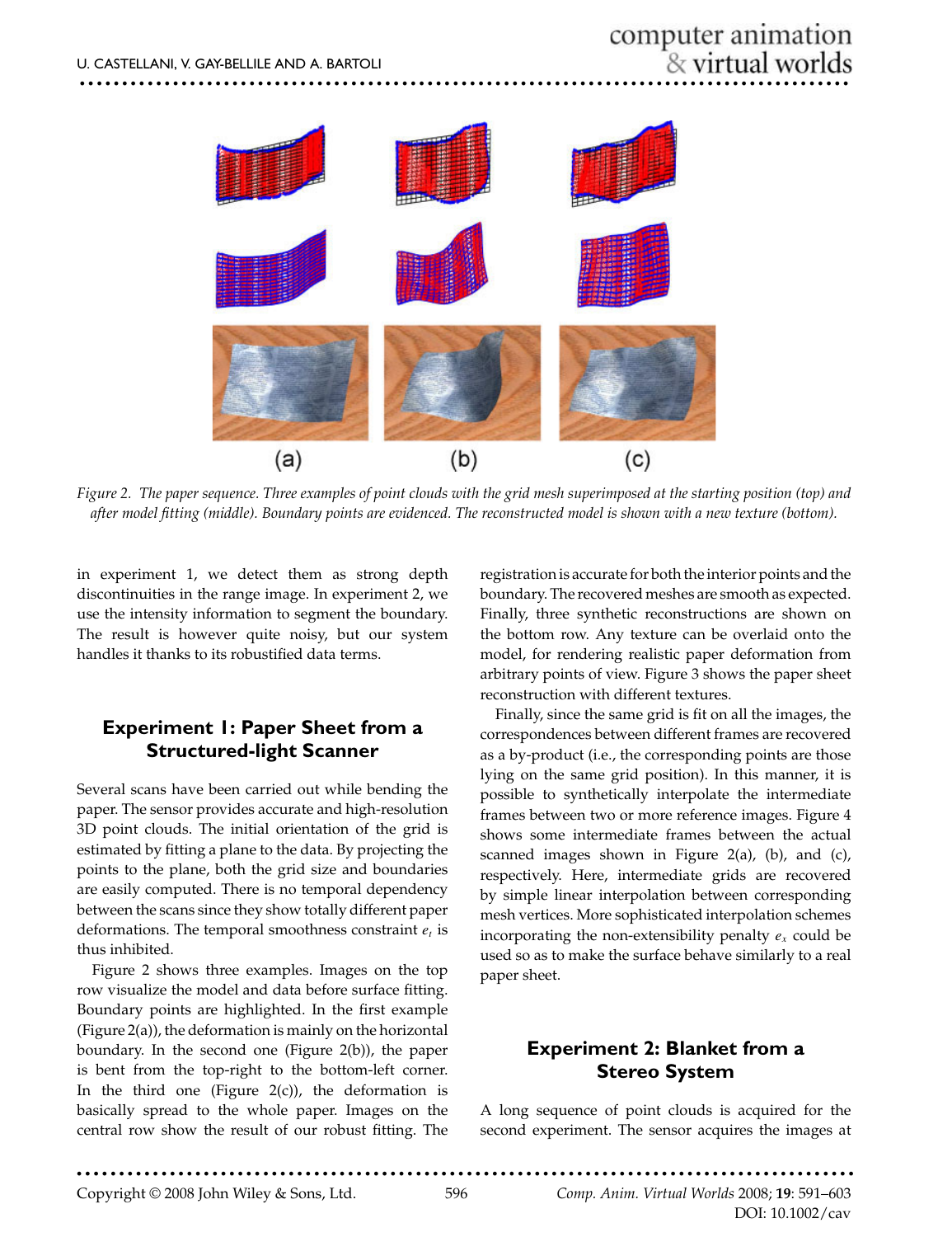Figure 2. The paper sequence. Three examples of point clouds with the grid mesh superimposed at the starting position (top) and after model fitting (middle). Boundary points are evidenced. The reconstructed model is shown with a new texture (bottom).

in experiment 1, we detect them as strong depth discontinuities in the range image. In experiment 2, we use the intensity information to segment the boundary. The result is however quite noisy, but our system handles it thanks to its robustified data terms.

## Experiment 1: Paper Sheet from a Structured-light Scanner

Several scans have been carried out while bending the paper. The sensor provides accurate and high-resolution 3D point clouds. The initial orientation of the grid is estimated by fitting a plane to the data. By projecting the points to the plane, both the grid size and boundaries are easily computed. There is no temporal dependency between the scans since they show totally different paper deformations. The temporal smoothness constraint $e_t$ is thus inhibited.

Figure 2 shows three examples. Images on the top row visualize the model and data before surface fitting. Boundary points are highlighted. In the first example (Figure 2(a)), the deformation is mainly on the horizontal boundary. In the second one (Figure 2(b)), the paper is bent from the top-right to the bottom-left corner. In the third one (Figure 2(c)), the deformation is basically spread to the whole paper. Images on the central row show the result of our robust fitting. The registration is accurate for both the interior points and the boundary. The recovered meshes are smooth as expected. Finally, three synthetic reconstructions are shown on the bottom row. Any texture can be overlaid onto the model, for rendering realistic paper deformation from arbitrary points of view. Figure 3 shows the paper sheet reconstruction with different textures.

Finally, since the same grid is fit on all the images, the correspondences between different frames are recovered as a by-product (i.e., the corresponding points are those lying on the same grid position). In this manner, it is possible to synthetically interpolate the intermediate frames between two or more reference images. Figure 4 shows some intermediate frames between the actual scanned images shown in Figure 2(a), (b), and (c), respectively. Here, intermediate grids are recovered by simple linear interpolation between corresponding mesh vertices. More sophisticated interpolation schemes incorporating the non-extensibility penalty $e_x$ could be used so as to make the surface behave similarly to a real paper sheet.

## Experiment 2: Blanket from a Stereo System

A long sequence of point clouds is acquired for the second experiment. The sensor acquires the images at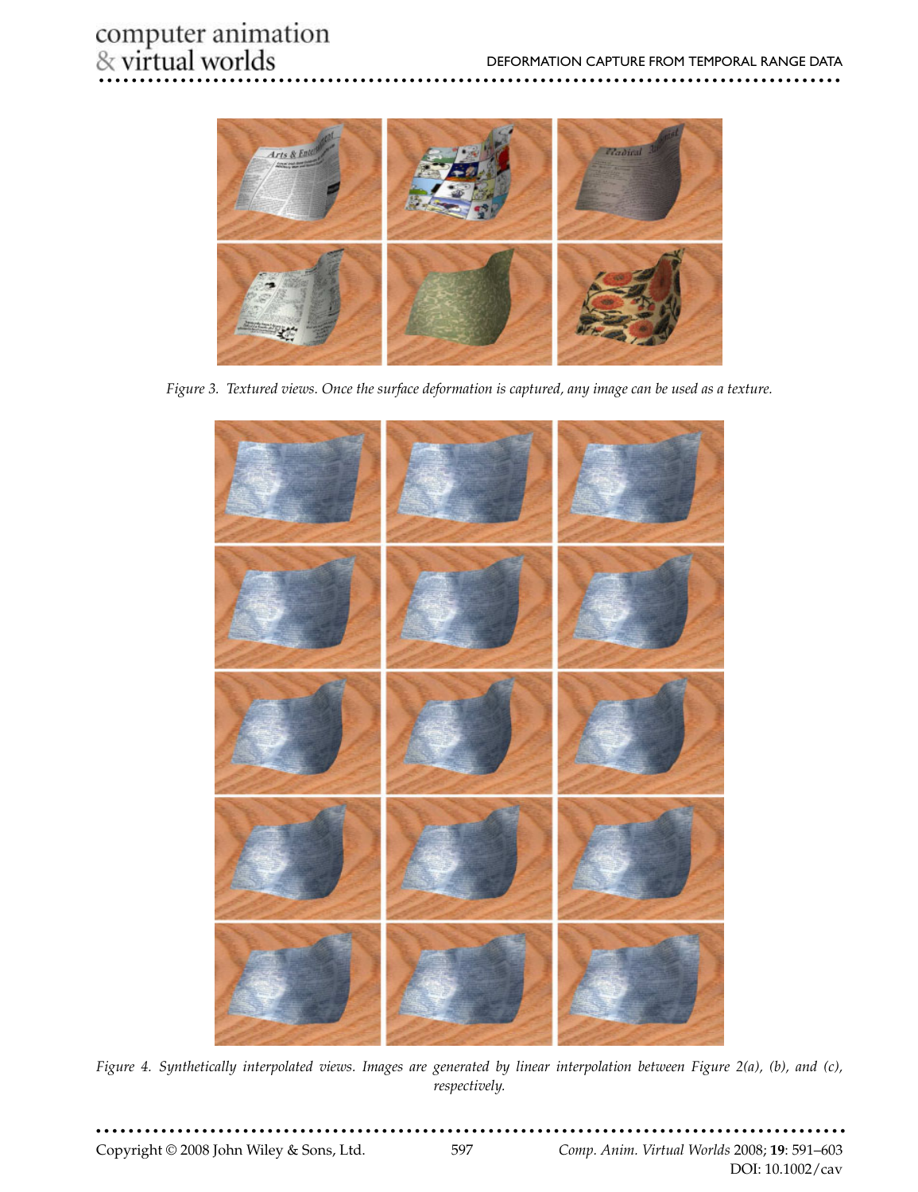Figure 3. Textured views. Once the surface deformation is captured, any image can be used as a texture.

Figure 4. Synthetically interpolated views. Images are generated by linear interpolation between Figure 2(a), (b), and (c), respectively.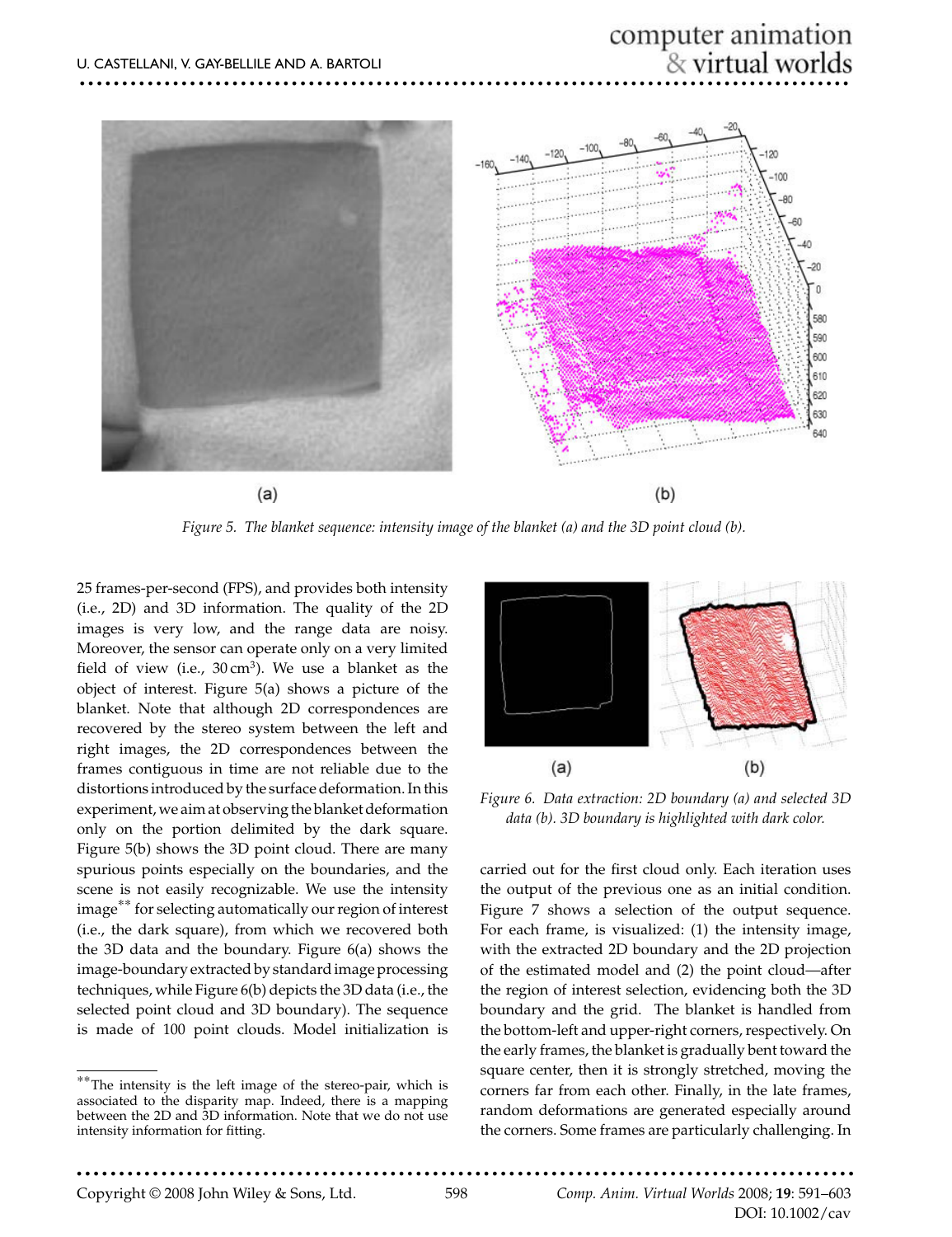Figure 5. The blanket sequence: intensity image of the blanket (a) and the 3D point cloud (b).

25 frames-per-second (FPS), and provides both intensity (i.e., 2D) and 3D information. The quality of the 2D images is very low, and the range data are noisy. Moreover, the sensor can operate only on a very limited field of view (i.e., $30\,\text{cm}^3$). We use a blanket as the object of interest. Figure 5(a) shows a picture of the blanket. Note that although 2D correspondences are recovered by the stereo system between the left and right images, the 2D correspondences between the frames contiguous in time are not reliable due to the distortions introduced by the surface deformation. In this experiment, we aim at observing the blanket deformation only on the portion delimited by the dark square. Figure 5(b) shows the 3D point cloud. There are many spurious points especially on the boundaries, and the scene is not easily recognizable. We use the intensity image[**] for selecting automatically our region of interest (i.e., the dark square), from which we recovered both the 3D data and the boundary. Figure 6(a) shows the image-boundary extracted by standard image processing techniques, while Figure 6(b) depicts the 3D data (i.e., the selected point cloud and 3D boundary). The sequence is made of 100 point clouds. Model initialization is carried out for the first cloud only. Each iteration uses the output of the previous one as an initial condition. Figure 7 shows a selection of the output sequence. For each frame, is visualized: (1) the intensity image, with the extracted 2D boundary and the 2D projection of the estimated model and (2) the point cloud—after the region of interest selection, evidencing both the 3D boundary and the grid. The blanket is handled from the bottom-left and upper-right corners, respectively. On the early frames, the blanket is gradually bent toward the square center, then it is strongly stretched, moving the corners far from each other. Finally, in the late frames, random deformations are generated especially around the corners. Some frames are particularly challenging. In

Figure 6. Data extraction: 2D boundary (a) and selected 3D data (b). 3D boundary is highlighted with dark color.

[**] The intensity is the left image of the stereo-pair, which is associated to the disparity map. Indeed, there is a mapping between the 2D and 3D information. Note that we do not use intensity information for fitting.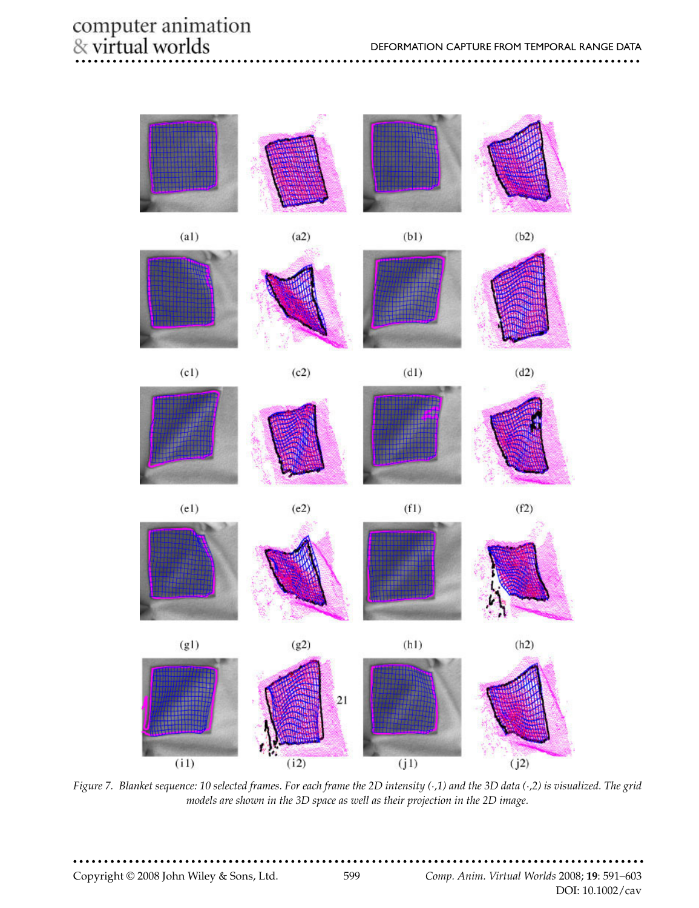Figure 7. Blanket sequence: 10 selected frames. For each frame the 2D intensity (·,1) and the 3D data (·,2) is visualized. The grid models are shown in the 3D space as well as their projection in the 2D image.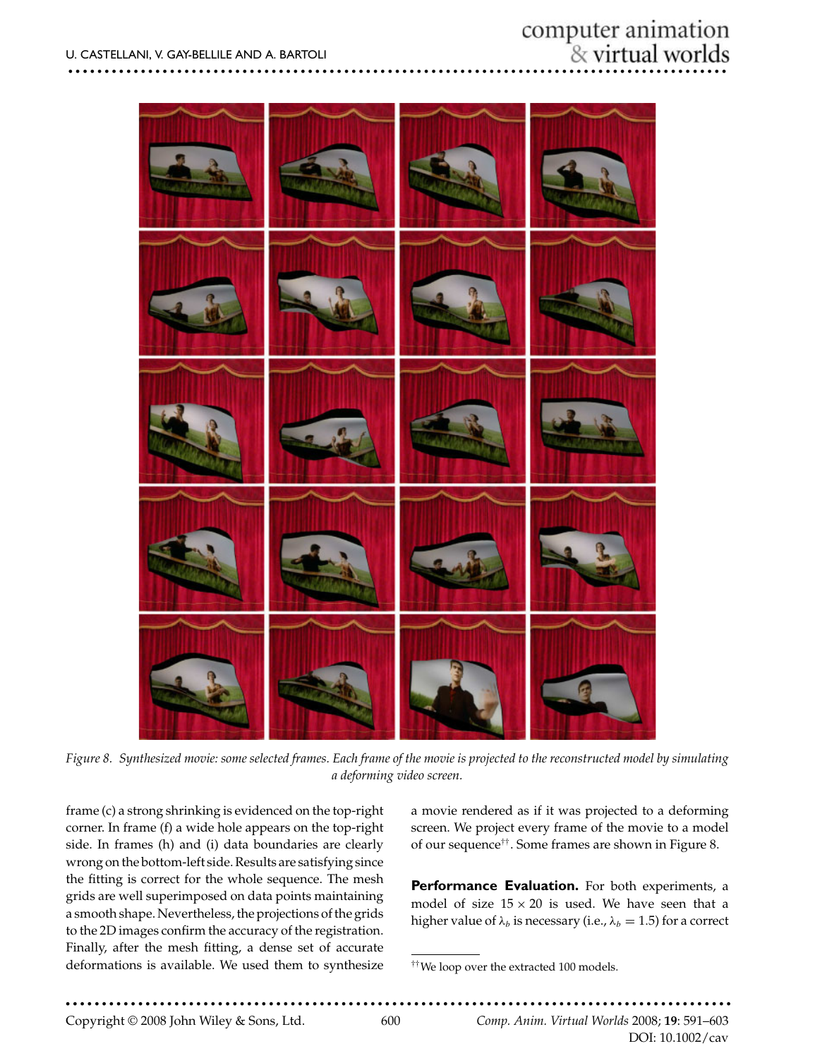Figure 8. Synthesized movie: some selected frames. Each frame of the movie is projected to the reconstructed model by simulating a deforming video screen.

frame (c) a strong shrinking is evidenced on the top-right corner. In frame (f) a wide hole appears on the top-right side. In frames (h) and (i) data boundaries are clearly wrong on the bottom-left side. Results are satisfying since the fitting is correct for the whole sequence. The mesh grids are well superimposed on data points maintaining a smooth shape. Nevertheless, the projections of the grids to the 2D images confirm the accuracy of the registration. Finally, after the mesh fitting, a dense set of accurate deformations is available. We used them to synthesize a movie rendered as if it was projected to a deforming screen. We project every frame of the movie to a model of our sequence[††]. Some frames are shown in Figure 8.

**Performance Evaluation.** For both experiments, a model of size $15 \times 20$ is used. We have seen that a higher value of $\lambda_b$ is necessary (i.e., $\lambda_b = 1.5$) for a correct

[††]We loop over the extracted 100 models.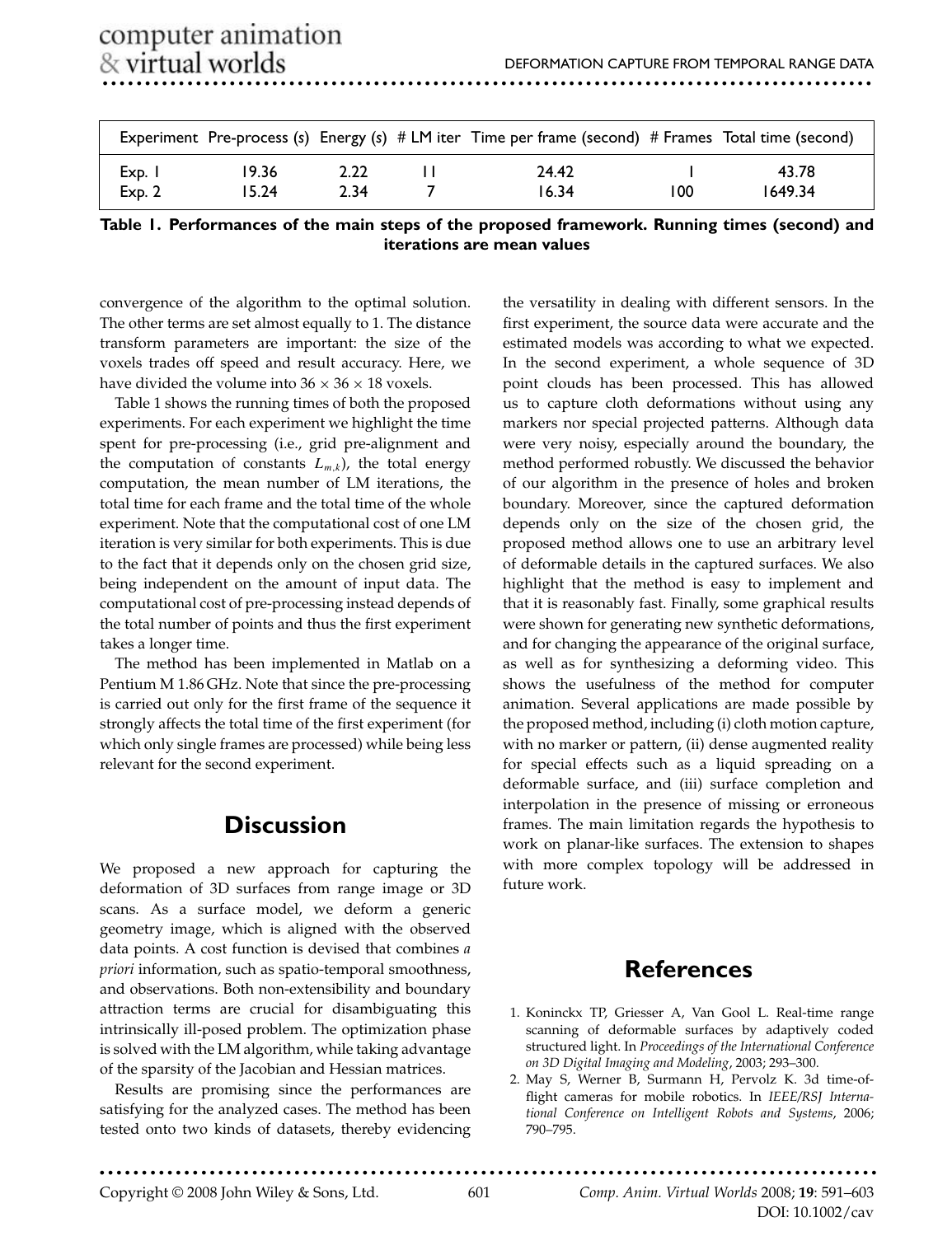| Experiment | Pre-process (s) | Energy (s) | # LM iter | Time per frame (second) | # Frames | Total time (second) |
|---|---|---|---|---|---|---|
| Exp. 1 | 19.36 | 2.22 | 11 | 24.42 | 1 | 43.78 |
| Exp. 2 | 15.24 | 2.34 | 7 | 16.34 | 100 | 1649.34 |

**Table 1. Performances of the main steps of the proposed framework. Running times (second) and iterations are mean values**

convergence of the algorithm to the optimal solution. The other terms are set almost equally to 1. The distance transform parameters are important: the size of the voxels trades off speed and result accuracy. Here, we have divided the volume into $36 \times 36 \times 18$ voxels.

Table 1 shows the running times of both the proposed experiments. For each experiment we highlight the time spent for pre-processing (i.e., grid pre-alignment and the computation of constants $L_{m,k}$), the total energy computation, the mean number of LM iterations, the total time for each frame and the total time of the whole experiment. Note that the computational cost of one LM iteration is very similar for both experiments. This is due to the fact that it depends only on the chosen grid size, being independent on the amount of input data. The computational cost of pre-processing instead depends of the total number of points and thus the first experiment takes a longer time.

The method has been implemented in Matlab on a Pentium M 1.86 GHz. Note that since the pre-processing is carried out only for the first frame of the sequence it strongly affects the total time of the first experiment (for which only single frames are processed) while being less relevant for the second experiment.

## Discussion

We proposed a new approach for capturing the deformation of 3D surfaces from range image or 3D scans. As a surface model, we deform a generic geometry image, which is aligned with the observed data points. A cost function is devised that combines *a priori* information, such as spatio-temporal smoothness, and observations. Both non-extensibility and boundary attraction terms are crucial for disambiguating this intrinsically ill-posed problem. The optimization phase is solved with the LM algorithm, while taking advantage of the sparsity of the Jacobian and Hessian matrices.

Results are promising since the performances are satisfying for the analyzed cases. The method has been tested onto two kinds of datasets, thereby evidencing the versatility in dealing with different sensors. In the first experiment, the source data were accurate and the estimated models was according to what we expected. In the second experiment, a whole sequence of 3D point clouds has been processed. This has allowed us to capture cloth deformations without using any markers nor special projected patterns. Although data were very noisy, especially around the boundary, the method performed robustly. We discussed the behavior of our algorithm in the presence of holes and broken boundary. Moreover, since the captured deformation depends only on the size of the chosen grid, the proposed method allows one to use an arbitrary level of deformable details in the captured surfaces. We also highlight that the method is easy to implement and that it is reasonably fast. Finally, some graphical results were shown for generating new synthetic deformations, and for changing the appearance of the original surface, as well as for synthesizing a deforming video. This shows the usefulness of the method for computer animation. Several applications are made possible by the proposed method, including (i) cloth motion capture, with no marker or pattern, (ii) dense augmented reality for special effects such as a liquid spreading on a deformable surface, and (iii) surface completion and interpolation in the presence of missing or erroneous frames. The main limitation regards the hypothesis to work on planar-like surfaces. The extension to shapes with more complex topology will be addressed in future work.

## References

1. Koninckx TP, Griesser A, Van Gool L. Real-time range scanning of deformable surfaces by adaptively coded structured light. In *Proceedings of the International Conference on 3D Digital Imaging and Modeling*, 2003; 293–300.
2. May S, Werner B, Surmann H, Pervolz K. 3d time-of-flight cameras for mobile robotics. In *IEEE/RSJ International Conference on Intelligent Robots and Systems*, 2006; 790–795.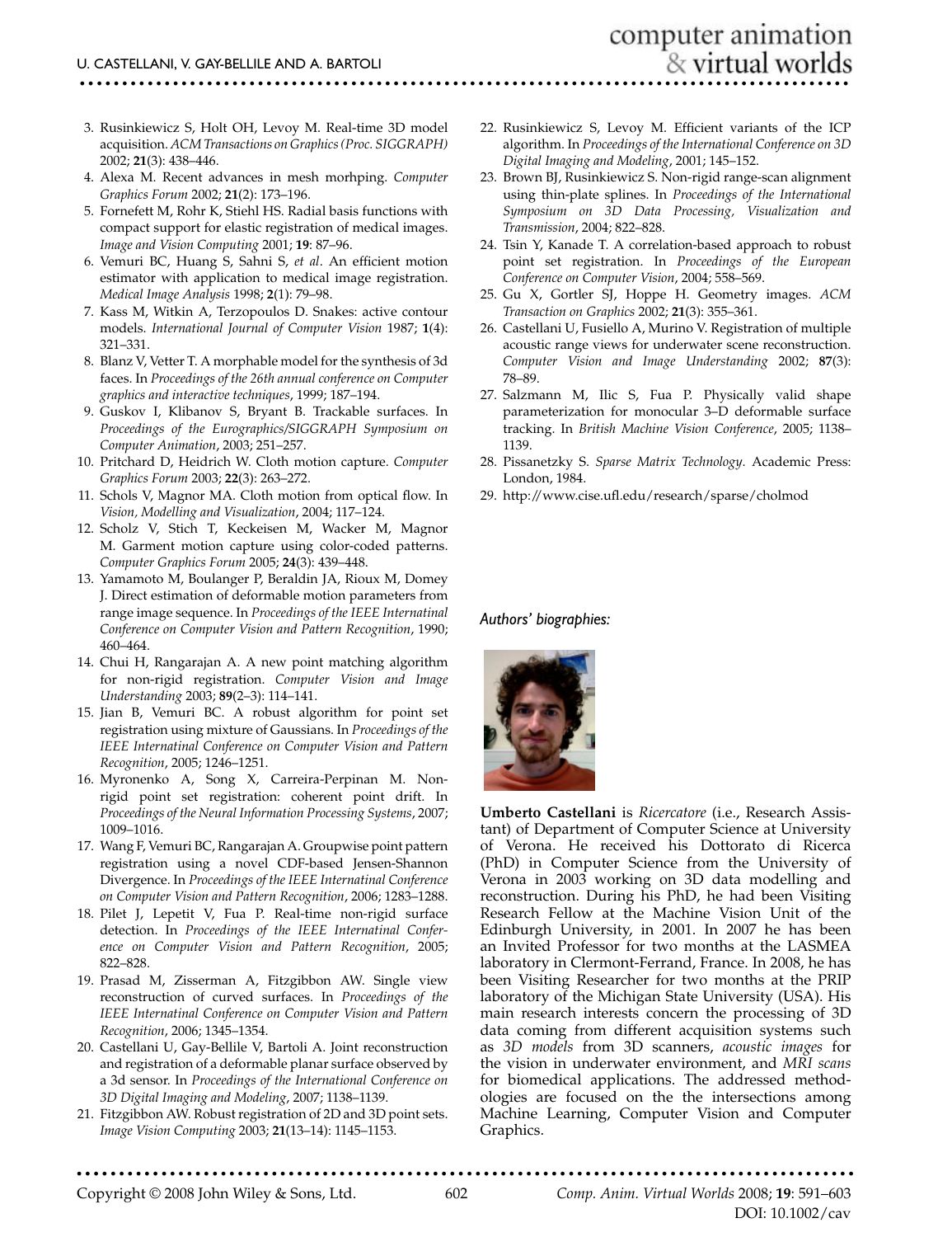3. Rusinkiewicz S, Holt OH, Levoy M. Real-time 3D model acquisition. *ACM Transactions on Graphics (Proc. SIGGRAPH)* 2002; **21**(3): 438–446.
4. Alexa M. Recent advances in mesh morhping. *Computer Graphics Forum* 2002; **21**(2): 173–196.
5. Fornefett M, Rohr K, Stiehl HS. Radial basis functions with compact support for elastic registration of medical images. *Image and Vision Computing* 2001; **19**: 87–96.
6. Vemuri BC, Huang S, Sahni S, *et al*. An efficient motion estimator with application to medical image registration. *Medical Image Analysis* 1998; **2**(1): 79–98.
7. Kass M, Witkin A, Terzopoulos D. Snakes: active contour models. *International Journal of Computer Vision* 1987; **1**(4): 321–331.
8. Blanz V, Vetter T. A morphable model for the synthesis of 3d faces. In *Proceedings of the 26th annual conference on Computer graphics and interactive techniques*, 1999; 187–194.
9. Guskov I, Klibanov S, Bryant B. Trackable surfaces. In *Proceedings of the Eurographics/SIGGRAPH Symposium on Computer Animation*, 2003; 251–257.
10. Pritchard D, Heidrich W. Cloth motion capture. *Computer Graphics Forum* 2003; **22**(3): 263–272.
11. Schols V, Magnor MA. Cloth motion from optical flow. In *Vision, Modelling and Visualization*, 2004; 117–124.
12. Scholz V, Stich T, Keckeisen M, Wacker M, Magnor M. Garment motion capture using color-coded patterns. *Computer Graphics Forum* 2005; **24**(3): 439–448.
13. Yamamoto M, Boulanger P, Beraldin JA, Rioux M, Domey J. Direct estimation of deformable motion parameters from range image sequence. In *Proceedings of the IEEE Internatinal Conference on Computer Vision and Pattern Recognition*, 1990; 460–464.
14. Chui H, Rangarajan A. A new point matching algorithm for non-rigid registration. *Computer Vision and Image Understanding* 2003; **89**(2–3): 114–141.
15. Jian B, Vemuri BC. A robust algorithm for point set registration using mixture of Gaussians. In *Proceedings of the IEEE Internatinal Conference on Computer Vision and Pattern Recognition*, 2005; 1246–1251.
16. Myronenko A, Song X, Carreira-Perpinan M. Non-rigid point set registration: coherent point drift. In *Proceedings of the Neural Information Processing Systems*, 2007; 1009–1016.
17. Wang F, Vemuri BC, Rangarajan A. Groupwise point pattern registration using a novel CDF-based Jensen-Shannon Divergence. In *Proceedings of the IEEE International Conference on Computer Vision and Pattern Recognition*, 2006; 1283–1288.
18. Pilet J, Lepetit V, Fua P. Real-time non-rigid surface detection. In *Proceedings of the IEEE International Conference on Computer Vision and Pattern Recognition*, 2005; 822–828.
19. Prasad M, Zisserman A, Fitzgibbon AW. Single view reconstruction of curved surfaces. In *Proceedings of the IEEE International Conference on Computer Vision and Pattern Recognition*, 2006; 1345–1354.
20. Castellani U, Gay-Bellile V, Bartoli A. Joint reconstruction and registration of a deformable planar surface observed by a 3d sensor. In *Proceedings of the International Conference on 3D Digital Imaging and Modeling*, 2007; 1138–1139.
21. Fitzgibbon AW. Robust registration of 2D and 3D point sets. *Image Vision Computing* 2003; **21**(13–14): 1145–1153.
22. Rusinkiewicz S, Levoy M. Efficient variants of the ICP algorithm. In *Proceedings of the International Conference on 3D Digital Imaging and Modeling*, 2001; 145–152.
23. Brown BJ, Rusinkiewicz S. Non-rigid range-scan alignment using thin-plate splines. In *Proceedings of the International Symposium on 3D Data Processing, Visualization and Transmission*, 2004; 822–828.
24. Tsin Y, Kanade T. A correlation-based approach to robust point set registration. In *Proceedings of the European Conference on Computer Vision*, 2004; 558–569.
25. Gu X, Gortler SJ, Hoppe H. Geometry images. *ACM Transaction on Graphics* 2002; **21**(3): 355–361.
26. Castellani U, Fusiello A, Murino V. Registration of multiple acoustic range views for underwater scene reconstruction. *Computer Vision and Image Understanding* 2002; **87**(3): 78–89.
27. Salzmann M, Ilic S, Fua P. Physically valid shape parameterization for monocular 3–D deformable surface tracking. In *British Machine Vision Conference*, 2005; 1138–1139.
28. Pissanetzky S. *Sparse Matrix Technology*. Academic Press: London, 1984.
29. http://www.cise.ufl.edu/research/sparse/cholmod

*Authors' biographies:*

**Umberto Castellani** is *Ricercatore* (i.e., Research Assistant) of Department of Computer Science at University of Verona. He received his Dottorato di Ricerca (PhD) in Computer Science from the University of Verona in 2003 working on 3D data modelling and reconstruction. During his PhD, he had been Visiting Research Fellow at the Machine Vision Unit of the Edinburgh University, in 2001. In 2007 he has been an Invited Professor for two months at the LASMEA laboratory in Clermont-Ferrand, France. In 2008, he has been Visiting Researcher for two months at the PRIP laboratory of the Michigan State University (USA). His main research interests concern the processing of 3D data coming from different acquisition systems such as *3D models* from 3D scanners, *acoustic images* for the vision in underwater environment, and *MRI scans* for biomedical applications. The addressed methodologies are focused on the the intersections among Machine Learning, Computer Vision and Computer Graphics.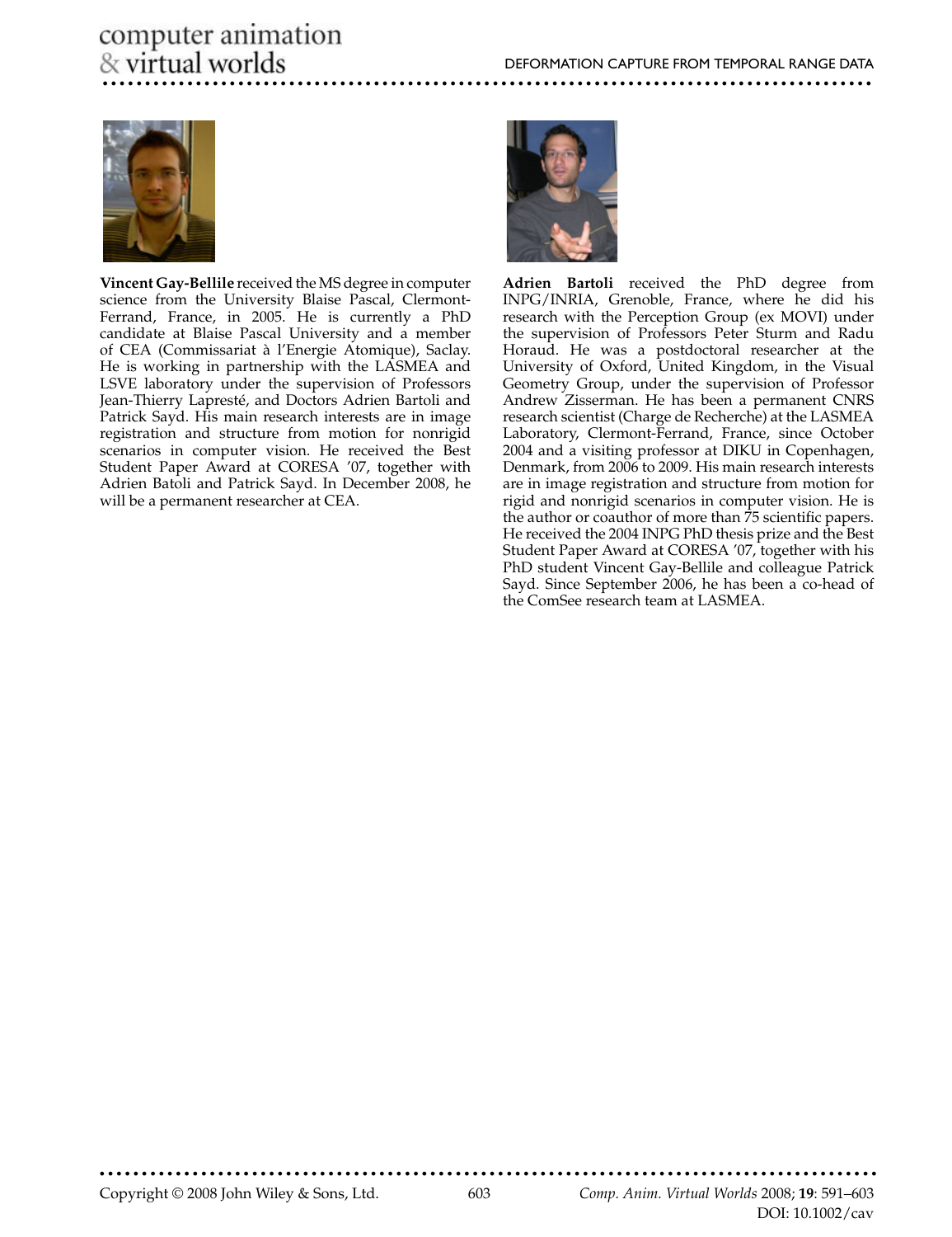**Vincent Gay-Bellile** received the MS degree in computer science from the University Blaise Pascal, Clermont-Ferrand, France, in 2005. He is currently a PhD candidate at Blaise Pascal University and a member of CEA (Commissariat à l'Energie Atomique), Saclay. He is working in partnership with the LASMEA and LSVE laboratory under the supervision of Professors Jean-Thierry Lapresté, and Doctors Adrien Bartoli and Patrick Sayd. His main research interests are in image registration and structure from motion for nonrigid scenarios in computer vision. He received the Best Student Paper Award at CORESA '07, together with Adrien Batoli and Patrick Sayd. In December 2008, he will be a permanent researcher at CEA.

**Adrien Bartoli** received the PhD degree from INPG/INRIA, Grenoble, France, where he did his research with the Perception Group (ex MOVI) under the supervision of Professors Peter Sturm and Radu Horaud. He was a postdoctoral researcher at the University of Oxford, United Kingdom, in the Visual Geometry Group, under the supervision of Professor Andrew Zisserman. He has been a permanent CNRS research scientist (Charge de Recherche) at the LASMEA Laboratory, Clermont-Ferrand, France, since October 2004 and a visiting professor at DIKU in Copenhagen, Denmark, from 2006 to 2009. His main research interests are in image registration and structure from motion for rigid and nonrigid scenarios in computer vision. He is the author or coauthor of more than 75 scientific papers. He received the 2004 INPG PhD thesis prize and the Best Student Paper Award at CORESA '07, together with his PhD student Vincent Gay-Bellile and colleague Patrick Sayd. Since September 2006, he has been a co-head of the ComSee research team at LASMEA.